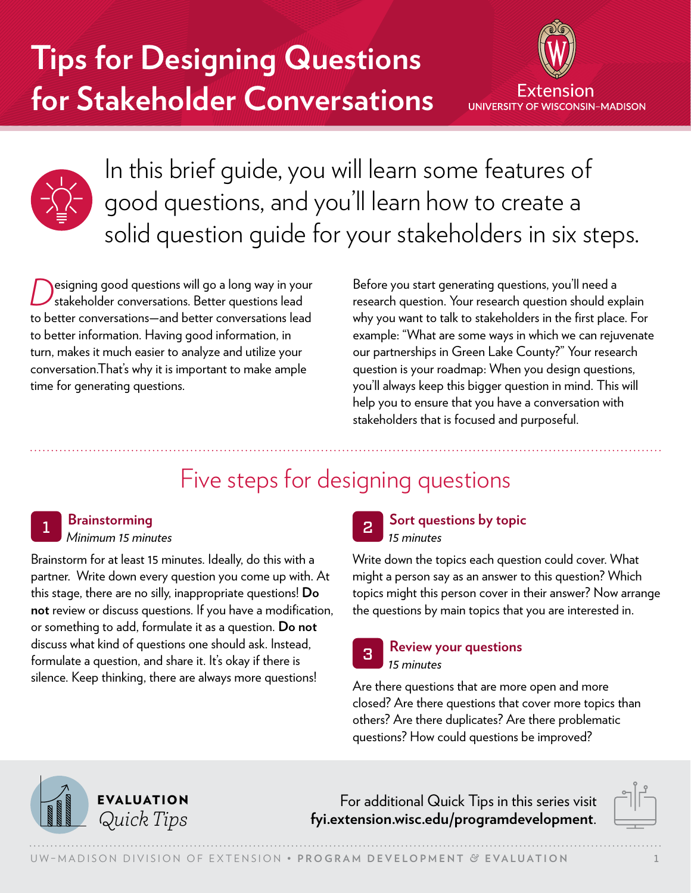# Tips for Designing Questions for Stakeholder Conversations

Extension
UNIVERSITY OF WISCONSIN–MADISON

In this brief guide, you will learn some features of good questions, and you'll learn how to create a solid question guide for your stakeholders in six steps.

Designing good questions will go a long way in your stakeholder conversations. Better questions lead to better conversations—and better conversations lead to better information. Having good information, in turn, makes it much easier to analyze and utilize your conversation.That's why it is important to make ample time for generating questions.

Before you start generating questions, you'll need a research question. Your research question should explain why you want to talk to stakeholders in the first place. For example: "What are some ways in which we can rejuvenate our partnerships in Green Lake County?" Your research question is your roadmap: When you design questions, you'll always keep this bigger question in mind. This will help you to ensure that you have a conversation with stakeholders that is focused and purposeful.

## Five steps for designing questions

### 1 Brainstorming

*Minimum 15 minutes*

Brainstorm for at least 15 minutes. Ideally, do this with a partner. Write down every question you come up with. At this stage, there are no silly, inappropriate questions! **Do not** review or discuss questions. If you have a modification, or something to add, formulate it as a question. **Do not** discuss what kind of questions one should ask. Instead, formulate a question, and share it. It's okay if there is silence. Keep thinking, there are always more questions!

### 2 Sort questions by topic

*15 minutes*

Write down the topics each question could cover. What might a person say as an answer to this question? Which topics might this person cover in their answer? Now arrange the questions by main topics that you are interested in.

### 3 Review your questions

*15 minutes*

Are there questions that are more open and more closed? Are there questions that cover more topics than others? Are there duplicates? Are there problematic questions? How could questions be improved?

**EVALUATION** *Quick Tips*

For additional Quick Tips in this series visit **fyi.extension.wisc.edu/programdevelopment**.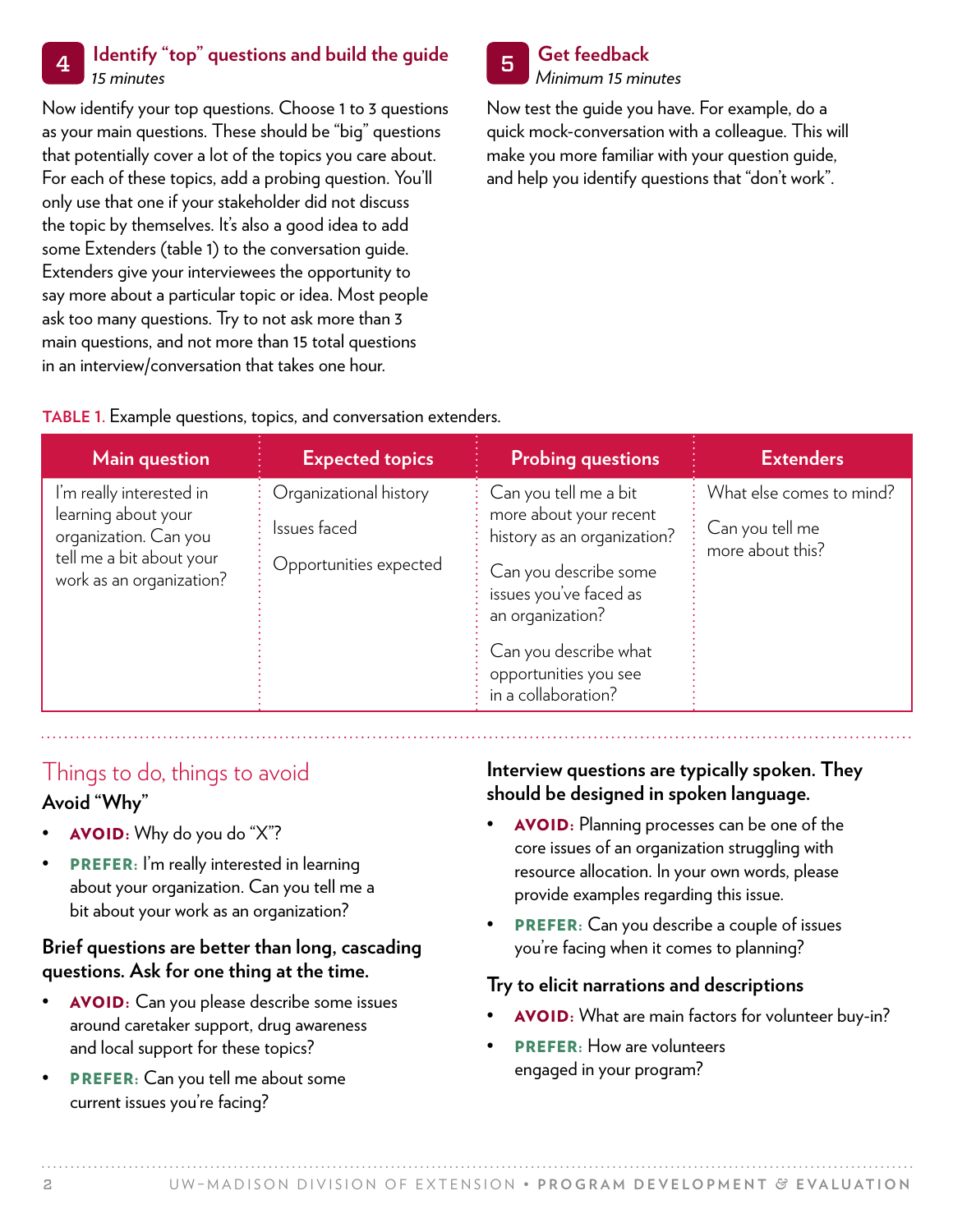## 4 Identify "top" questions and build the guide

*15 minutes*

Now identify your top questions. Choose 1 to 3 questions as your main questions. These should be "big" questions that potentially cover a lot of the topics you care about. For each of these topics, add a probing question. You'll only use that one if your stakeholder did not discuss the topic by themselves. It's also a good idea to add some Extenders (table 1) to the conversation guide. Extenders give your interviewees the opportunity to say more about a particular topic or idea. Most people ask too many questions. Try to not ask more than 3 main questions, and not more than 15 total questions in an interview/conversation that takes one hour.

## 5 Get feedback

*Minimum 15 minutes*

Now test the guide you have. For example, do a quick mock-conversation with a colleague. This will make you more familiar with your question guide, and help you identify questions that "don't work".

**TABLE 1.** Example questions, topics, and conversation extenders.

| Main question | Expected topics | Probing questions | Extenders |
|---|---|---|---|
| I'm really interested in learning about your organization. Can you tell me a bit about your work as an organization? | Organizational history<br>Issues faced<br>Opportunities expected | Can you tell me a bit more about your recent history as an organization?<br>Can you describe some issues you've faced as an organization?<br>Can you describe what opportunities you see in a collaboration? | What else comes to mind?<br>Can you tell me more about this? |

## Things to do, things to avoid

### Avoid "Why"

- **AVOID:** Why do you do "X"?
- **PREFER:** I'm really interested in learning about your organization. Can you tell me a bit about your work as an organization?

### Brief questions are better than long, cascading questions. Ask for one thing at the time.

- **AVOID:** Can you please describe some issues around caretaker support, drug awareness and local support for these topics?
- **PREFER:** Can you tell me about some current issues you're facing?

### Interview questions are typically spoken. They should be designed in spoken language.

- **AVOID:** Planning processes can be one of the core issues of an organization struggling with resource allocation. In your own words, please provide examples regarding this issue.
- **PREFER:** Can you describe a couple of issues you're facing when it comes to planning?

### Try to elicit narrations and descriptions

- **AVOID:** What are main factors for volunteer buy-in?
- **PREFER:** How are volunteers engaged in your program?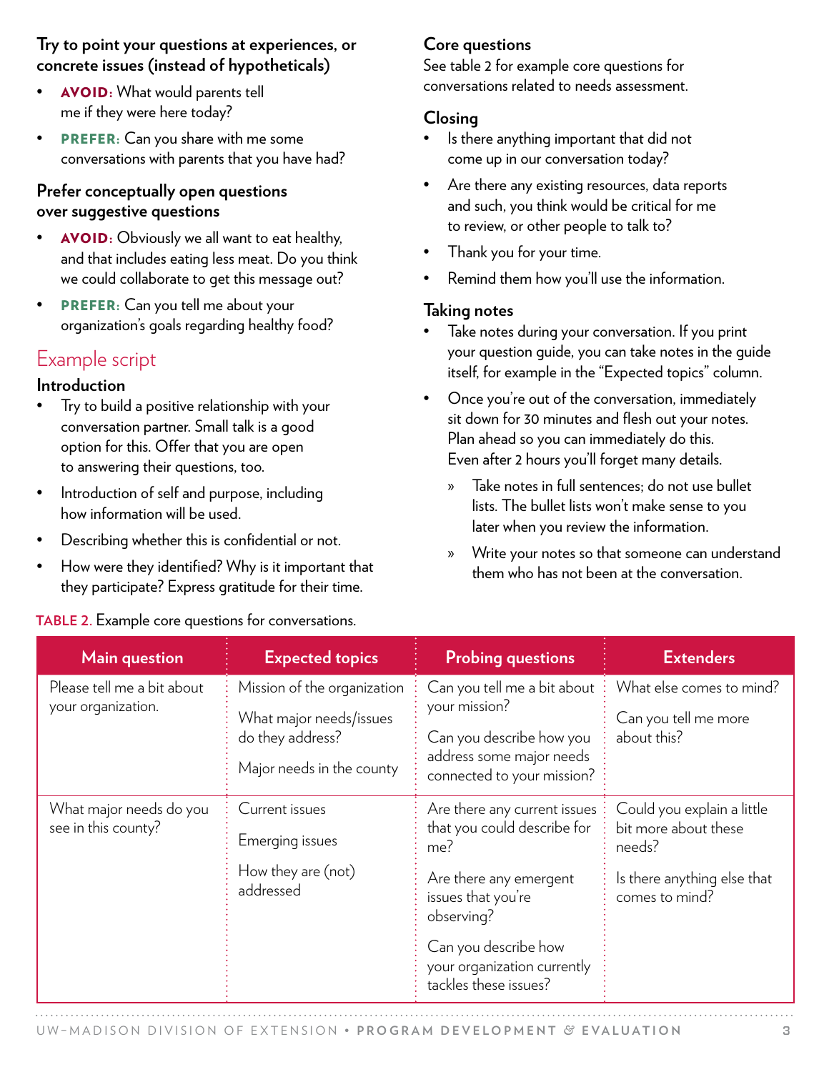### Try to point your questions at experiences, or concrete issues (instead of hypotheticals)

- **AVOID:** What would parents tell me if they were here today?
- **PREFER:** Can you share with me some conversations with parents that you have had?

### Prefer conceptually open questions over suggestive questions

- **AVOID:** Obviously we all want to eat healthy, and that includes eating less meat. Do you think we could collaborate to get this message out?
- **PREFER:** Can you tell me about your organization's goals regarding healthy food?

## Example script

### Introduction

- Try to build a positive relationship with your conversation partner. Small talk is a good option for this. Offer that you are open to answering their questions, too.
- Introduction of self and purpose, including how information will be used.
- Describing whether this is confidential or not.
- How were they identified? Why is it important that they participate? Express gratitude for their time.

### Core questions

See table 2 for example core questions for conversations related to needs assessment.

### Closing

- Is there anything important that did not come up in our conversation today?
- Are there any existing resources, data reports and such, you think would be critical for me to review, or other people to talk to?
- Thank you for your time.
- Remind them how you'll use the information.

### Taking notes

- Take notes during your conversation. If you print your question guide, you can take notes in the guide itself, for example in the "Expected topics" column.
- Once you're out of the conversation, immediately sit down for 30 minutes and flesh out your notes. Plan ahead so you can immediately do this. Even after 2 hours you'll forget many details.
  - Take notes in full sentences; do not use bullet lists. The bullet lists won't make sense to you later when you review the information.
  - Write your notes so that someone can understand them who has not been at the conversation.

**TABLE 2.** Example core questions for conversations.

| Main question | Expected topics | Probing questions | Extenders |
|---|---|---|---|
| Please tell me a bit about your organization. | Mission of the organization<br>What major needs/issues do they address?<br>Major needs in the county | Can you tell me a bit about your mission?<br>Can you describe how you address some major needs connected to your mission? | What else comes to mind?<br>Can you tell me more about this? |
| What major needs do you see in this county? | Current issues<br>Emerging issues<br>How they are (not) addressed | Are there any current issues that you could describe for me?<br>Are there any emergent issues that you're observing?<br>Can you describe how your organization currently tackles these issues? | Could you explain a little bit more about these needs?<br>Is there anything else that comes to mind? |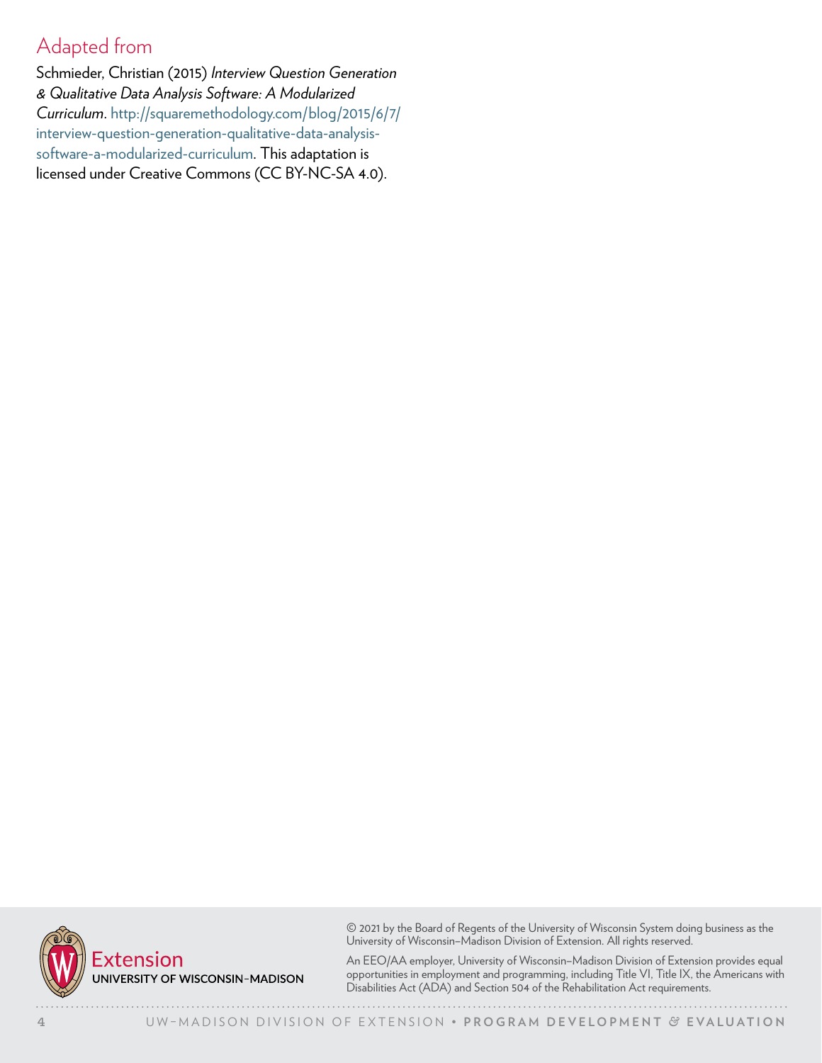## Adapted from

Schmieder, Christian (2015) *Interview Question Generation & Qualitative Data Analysis Software: A Modularized Curriculum*. http://squaremethodology.com/blog/2015/6/7/interview-question-generation-qualitative-data-analysis-software-a-modularized-curriculum. This adaptation is licensed under Creative Commons (CC BY-NC-SA 4.0).

Extension
UNIVERSITY OF WISCONSIN–MADISON

© 2021 by the Board of Regents of the University of Wisconsin System doing business as the University of Wisconsin–Madison Division of Extension. All rights reserved.

An EEO/AA employer, University of Wisconsin–Madison Division of Extension provides equal opportunities in employment and programming, including Title VI, Title IX, the Americans with Disabilities Act (ADA) and Section 504 of the Rehabilitation Act requirements.